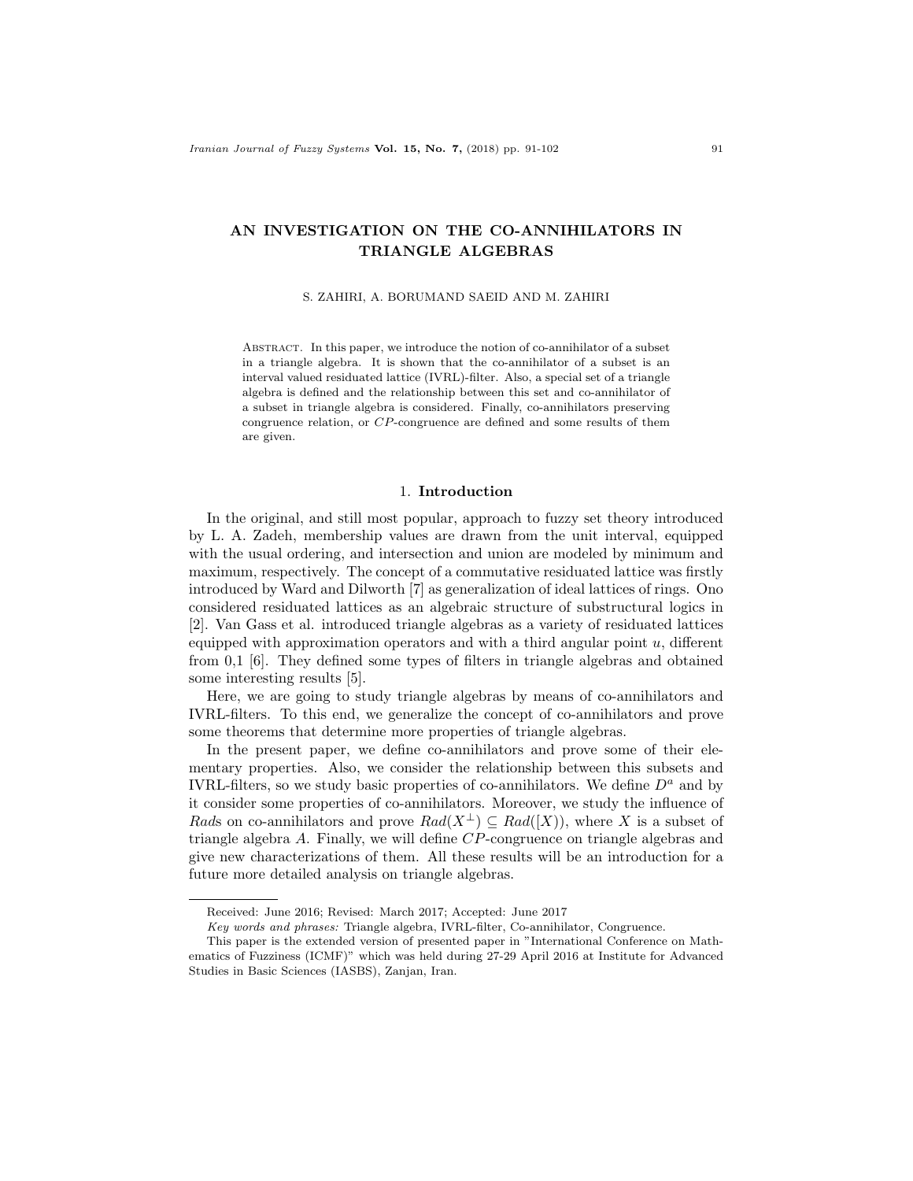# AN INVESTIGATION ON THE CO-ANNIHILATORS IN TRIANGLE ALGEBRAS

S. ZAHIRI, A. BORUMAND SAEID AND M. ZAHIRI

Abstract. In this paper, we introduce the notion of co-annihilator of a subset in a triangle algebra. It is shown that the co-annihilator of a subset is an interval valued residuated lattice (IVRL)-filter. Also, a special set of a triangle algebra is defined and the relationship between this set and co-annihilator of a subset in triangle algebra is considered. Finally, co-annihilators preserving congruence relation, or $CP$-congruence are defined and some results of them are given.

## 1. Introduction

In the original, and still most popular, approach to fuzzy set theory introduced by L. A. Zadeh, membership values are drawn from the unit interval, equipped with the usual ordering, and intersection and union are modeled by minimum and maximum, respectively. The concept of a commutative residuated lattice was firstly introduced by Ward and Dilworth [7] as generalization of ideal lattices of rings. Ono considered residuated lattices as an algebraic structure of substructural logics in [2]. Van Gass et al. introduced triangle algebras as a variety of residuated lattices equipped with approximation operators and with a third angular point $u$, different from 0,1 [6]. They defined some types of filters in triangle algebras and obtained some interesting results [5].

Here, we are going to study triangle algebras by means of co-annihilators and IVRL-filters. To this end, we generalize the concept of co-annihilators and prove some theorems that determine more properties of triangle algebras.

In the present paper, we define co-annihilators and prove some of their elementary properties. Also, we consider the relationship between this subsets and IVRL-filters, so we study basic properties of co-annihilators. We define $D^a$ and by it consider some properties of co-annihilators. Moreover, we study the influence of $Rad$s on co-annihilators and prove $Rad(X^{\perp}) \subseteq Rad([X))$, where $X$ is a subset of triangle algebra $A$. Finally, we will define $CP$-congruence on triangle algebras and give new characterizations of them. All these results will be an introduction for a future more detailed analysis on triangle algebras.

---

Received: June 2016; Revised: March 2017; Accepted: June 2017

*Key words and phrases:* Triangle algebra, IVRL-filter, Co-annihilator, Congruence.

This paper is the extended version of presented paper in "International Conference on Mathematics of Fuzziness (ICMF)" which was held during 27-29 April 2016 at Institute for Advanced Studies in Basic Sciences (IASBS), Zanjan, Iran.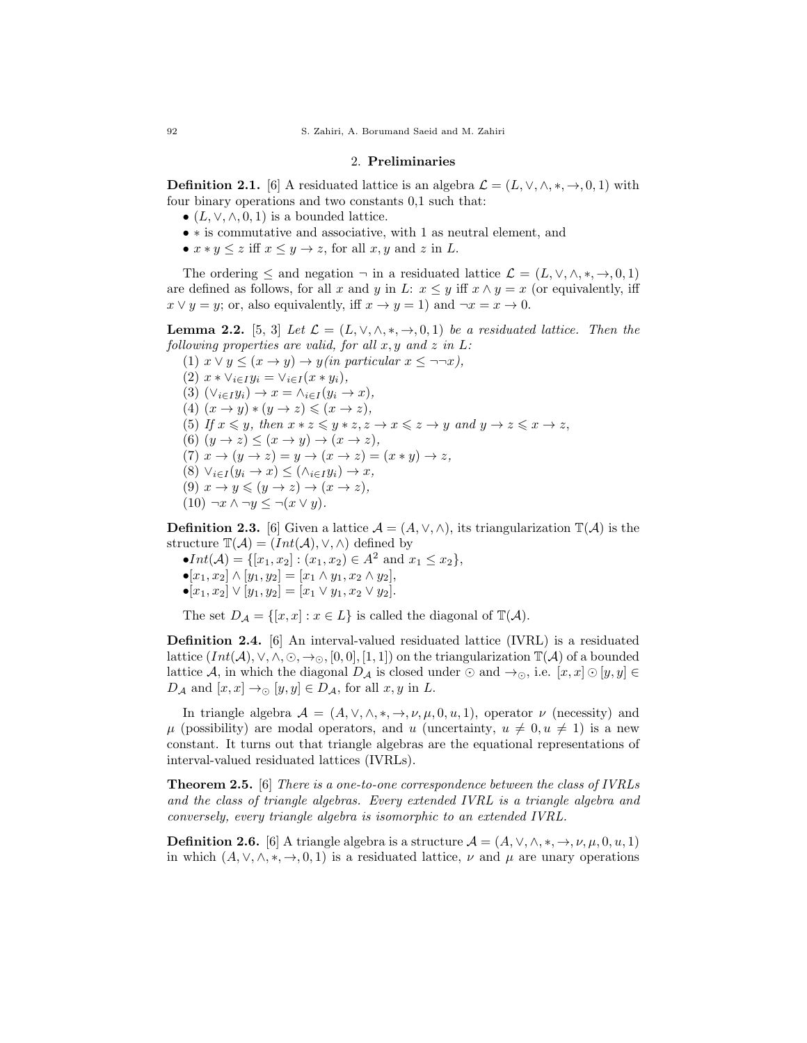## 2. Preliminaries

**Definition 2.1.** [6] A residuated lattice is an algebra $\mathcal{L} = (L, \vee, \wedge, *, \rightarrow, 0, 1)$ with four binary operations and two constants 0,1 such that:

- $(L, \vee, \wedge, 0, 1)$ is a bounded lattice.
- $*$ is commutative and associative, with 1 as neutral element, and
- $x * y \leq z$ iff $x \leq y \rightarrow z$, for all $x, y$ and $z$ in $L$.

The ordering $\leq$ and negation $\neg$ in a residuated lattice $\mathcal{L} = (L, \vee, \wedge, *, \rightarrow, 0, 1)$ are defined as follows, for all $x$ and $y$ in $L$: $x \leq y$ iff $x \wedge y = x$ (or equivalently, iff $x \vee y = y$; or, also equivalently, iff $x \rightarrow y = 1$) and $\neg x = x \rightarrow 0$.

**Lemma 2.2.** [5, 3] *Let $\mathcal{L} = (L, \vee, \wedge, *, \rightarrow, 0, 1)$ be a residuated lattice. Then the following properties are valid, for all $x, y$ and $z$ in $L$:*

(1) $x \vee y \leq (x \rightarrow y) \rightarrow y$*(in particular $x \leq \neg\neg x$),*
(2) $x * \vee_{i \in I} y_i = \vee_{i \in I}(x * y_i)$,
(3) $(\vee_{i \in I} y_i) \rightarrow x = \wedge_{i \in I}(y_i \rightarrow x)$,
(4) $(x \rightarrow y) * (y \rightarrow z) \leqslant (x \rightarrow z)$,
(5) *If* $x \leqslant y$*, then* $x * z \leqslant y * z, z \rightarrow x \leqslant z \rightarrow y$ *and* $y \rightarrow z \leqslant x \rightarrow z$,
(6) $(y \rightarrow z) \leq (x \rightarrow y) \rightarrow (x \rightarrow z)$,
(7) $x \rightarrow (y \rightarrow z) = y \rightarrow (x \rightarrow z) = (x * y) \rightarrow z$,
(8) $\vee_{i \in I}(y_i \rightarrow x) \leq (\wedge_{i \in I} y_i) \rightarrow x$,
(9) $x \rightarrow y \leqslant (y \rightarrow z) \rightarrow (x \rightarrow z)$,
(10) $\neg x \wedge \neg y \leq \neg(x \vee y)$.

**Definition 2.3.** [6] Given a lattice $\mathcal{A} = (A, \vee, \wedge)$, its triangularization $\mathbb{T}(\mathcal{A})$ is the structure $\mathbb{T}(\mathcal{A}) = (Int(\mathcal{A}), \vee, \wedge)$ defined by

- $Int(\mathcal{A}) = \{[x_1, x_2] : (x_1, x_2) \in A^2 \text{ and } x_1 \leq x_2\}$,
- $[x_1, x_2] \wedge [y_1, y_2] = [x_1 \wedge y_1, x_2 \wedge y_2]$,
- $[x_1, x_2] \vee [y_1, y_2] = [x_1 \vee y_1, x_2 \vee y_2]$.

The set $D_{\mathcal{A}} = \{[x, x] : x \in L\}$ is called the diagonal of $\mathbb{T}(\mathcal{A})$.

**Definition 2.4.** [6] An interval-valued residuated lattice (IVRL) is a residuated lattice $(Int(\mathcal{A}), \vee, \wedge, \odot, \rightarrow_{\odot}, [0, 0], [1, 1])$ on the triangularization $\mathbb{T}(\mathcal{A})$ of a bounded lattice $\mathcal{A}$, in which the diagonal $D_{\mathcal{A}}$ is closed under $\odot$ and $\rightarrow_{\odot}$, i.e. $[x, x] \odot [y, y] \in D_{\mathcal{A}}$ and $[x, x] \rightarrow_{\odot} [y, y] \in D_{\mathcal{A}}$, for all $x, y$ in $L$.

In triangle algebra $\mathcal{A} = (A, \vee, \wedge, *, \rightarrow, \nu, \mu, 0, u, 1)$, operator $\nu$ (necessity) and $\mu$ (possibility) are modal operators, and $u$ (uncertainty, $u \neq 0, u \neq 1$) is a new constant. It turns out that triangle algebras are the equational representations of interval-valued residuated lattices (IVRLs).

**Theorem 2.5.** [6] *There is a one-to-one correspondence between the class of IVRLs and the class of triangle algebras. Every extended IVRL is a triangle algebra and conversely, every triangle algebra is isomorphic to an extended IVRL.*

**Definition 2.6.** [6] A triangle algebra is a structure $\mathcal{A} = (A, \vee, \wedge, *, \rightarrow, \nu, \mu, 0, u, 1)$ in which $(A, \vee, \wedge, *, \rightarrow, 0, 1)$ is a residuated lattice, $\nu$ and $\mu$ are unary operations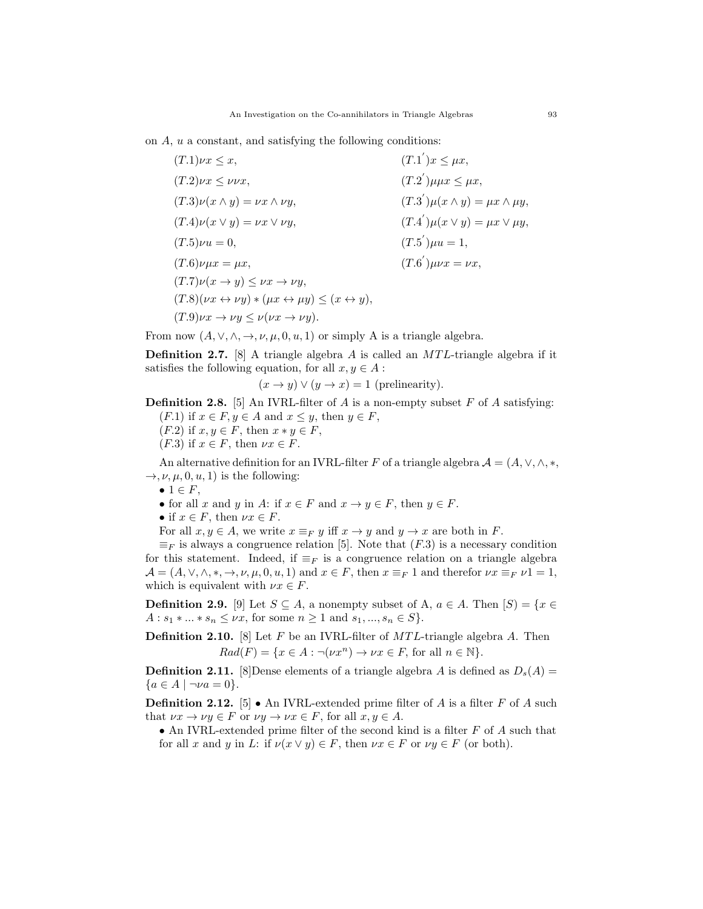on $A$, $u$ a constant, and satisfying the following conditions:

$(T.1)\nu x \leq x,$ $\quad$ $(T.1^{'})x \leq \mu x,$

$(T.2)\nu x \leq \nu\nu x,$ $\quad$ $(T.2^{'})\mu\mu x \leq \mu x,$

$(T.3)\nu(x \wedge y) = \nu x \wedge \nu y,$ $\quad$ $(T.3^{'})\mu(x \wedge y) = \mu x \wedge \mu y,$

$(T.4)\nu(x \vee y) = \nu x \vee \nu y,$ $\quad$ $(T.4^{'})\mu(x \vee y) = \mu x \vee \mu y,$

$(T.5)\nu u = 0,$ $\quad$ $(T.5^{'})\mu u = 1,$

$(T.6)\nu\mu x = \mu x,$ $\quad$ $(T.6^{'})\mu\nu x = \nu x,$

$(T.7)\nu(x \to y) \leq \nu x \to \nu y,$

$(T.8)(\nu x \leftrightarrow \nu y) * (\mu x \leftrightarrow \mu y) \leq (x \leftrightarrow y),$

$(T.9)\nu x \to \nu y \leq \nu(\nu x \to \nu y).$

From now $(A, \vee, \wedge, \to, \nu, \mu, 0, u, 1)$ or simply A is a triangle algebra.

**Definition 2.7.** [8] A triangle algebra $A$ is called an $MTL$-triangle algebra if it satisfies the following equation, for all $x, y \in A$ :

$$(x \to y) \vee (y \to x) = 1 \text{ (prelinearity).}$$

**Definition 2.8.** [5] An IVRL-filter of $A$ is a non-empty subset $F$ of $A$ satisfying:
$(F.1)$ if $x \in F, y \in A$ and $x \leq y$, then $y \in F$,
$(F.2)$ if $x, y \in F$, then $x * y \in F$,
$(F.3)$ if $x \in F$, then $\nu x \in F$.

An alternative definition for an IVRL-filter $F$ of a triangle algebra $\mathcal{A} = (A, \vee, \wedge, *, \to, \nu, \mu, 0, u, 1)$ is the following:

- $1 \in F$,
- for all $x$ and $y$ in $A$: if $x \in F$ and $x \to y \in F$, then $y \in F$.
- if $x \in F$, then $\nu x \in F$.

For all $x, y \in A$, we write $x \equiv_F y$ iff $x \to y$ and $y \to x$ are both in $F$.

$\equiv_F$ is always a congruence relation [5]. Note that $(F.3)$ is a necessary condition for this statement. Indeed, if $\equiv_F$ is a congruence relation on a triangle algebra $\mathcal{A} = (A, \vee, \wedge, *, \to, \nu, \mu, 0, u, 1)$ and $x \in F$, then $x \equiv_F 1$ and therefor $\nu x \equiv_F \nu 1 = 1$, which is equivalent with $\nu x \in F$.

**Definition 2.9.** [9] Let $S \subseteq A$, a nonempty subset of A, $a \in A$. Then $[S) = \{x \in A : s_1 * ... * s_n \leq \nu x$, for some $n \geq 1$ and $s_1, ..., s_n \in S\}$.

**Definition 2.10.** [8] Let $F$ be an IVRL-filter of $MTL$-triangle algebra $A$. Then

$$Rad(F) = \{x \in A : \neg(\nu x^n) \to \nu x \in F, \text{ for all } n \in \mathbb{N}\}.$$

**Definition 2.11.** [8]Dense elements of a triangle algebra $A$ is defined as $D_s(A) = \{a \in A \mid \neg\nu a = 0\}$.

**Definition 2.12.** [5] • An IVRL-extended prime filter of $A$ is a filter $F$ of $A$ such that $\nu x \to \nu y \in F$ or $\nu y \to \nu x \in F$, for all $x, y \in A$.

• An IVRL-extended prime filter of the second kind is a filter $F$ of $A$ such that for all $x$ and $y$ in $L$: if $\nu(x \vee y) \in F$, then $\nu x \in F$ or $\nu y \in F$ (or both).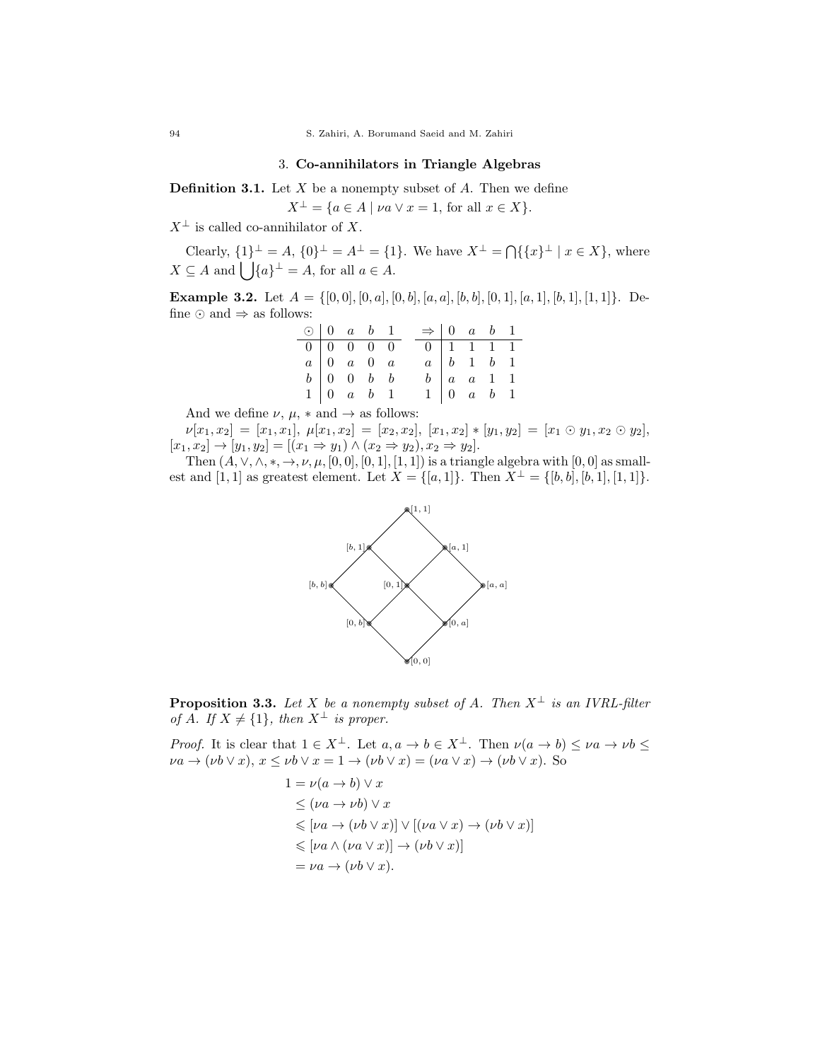## 3. Co-annihilators in Triangle Algebras

**Definition 3.1.** Let $X$ be a nonempty subset of $A$. Then we define

$$X^{\perp} = \{a \in A \mid \nu a \vee x = 1, \text{ for all } x \in X\}.$$

$X^{\perp}$ is called co-annihilator of $X$.

Clearly, $\{1\}^{\perp} = A$, $\{0\}^{\perp} = A^{\perp} = \{1\}$. We have $X^{\perp} = \bigcap\{\{x\}^{\perp} \mid x \in X\}$, where $X \subseteq A$ and $\bigcup\{a\}^{\perp} = A$, for all $a \in A$.

**Example 3.2.** Let $A = \{[0,0], [0,a], [0,b], [a,a], [b,b], [0,1], [a,1], [b,1], [1,1]\}$. Define $\odot$ and $\Rightarrow$ as follows:

| $\odot$ | 0 | $a$ | $b$ | 1 |
|---|---|---|---|---|
| 0 | 0 | 0 | 0 | 0 |
| $a$ | 0 | $a$ | 0 | $a$ |
| $b$ | 0 | 0 | $b$ | $b$ |
| 1 | 0 | $a$ | $b$ | 1 |

| $\Rightarrow$ | 0 | $a$ | $b$ | 1 |
|---|---|---|---|---|
| 0 | 1 | 1 | 1 | 1 |
| $a$ | $b$ | 1 | $b$ | 1 |
| $b$ | $a$ | $a$ | 1 | 1 |
| 1 | 0 | $a$ | $b$ | 1 |

And we define $\nu$, $\mu$, $*$ and $\rightarrow$ as follows:

$\nu[x_1, x_2] = [x_1, x_1]$, $\mu[x_1, x_2] = [x_2, x_2]$, $[x_1, x_2] * [y_1, y_2] = [x_1 \odot y_1, x_2 \odot y_2]$, $[x_1, x_2] \rightarrow [y_1, y_2] = [(x_1 \Rightarrow y_1) \wedge (x_2 \Rightarrow y_2), x_2 \Rightarrow y_2]$.

Then $(A, \vee, \wedge, *, \rightarrow, \nu, \mu, [0,0], [0,1], [1,1])$ is a triangle algebra with $[0,0]$ as smallest and $[1,1]$ as greatest element. Let $X = \{[a,1]\}$. Then $X^{\perp} = \{[b,b], [b,1], [1,1]\}$.

**Proposition 3.3.** *Let $X$ be a nonempty subset of $A$. Then $X^{\perp}$ is an IVRL-filter of $A$. If $X \neq \{1\}$, then $X^{\perp}$ is proper.*

*Proof.* It is clear that $1 \in X^{\perp}$. Let $a, a \rightarrow b \in X^{\perp}$. Then $\nu(a \rightarrow b) \leq \nu a \rightarrow \nu b \leq \nu a \rightarrow (\nu b \vee x)$, $x \leq \nu b \vee x = 1 \rightarrow (\nu b \vee x) = (\nu a \vee x) \rightarrow (\nu b \vee x)$. So

$$\begin{aligned}
1 &= \nu(a \rightarrow b) \vee x \\
&\leq (\nu a \rightarrow \nu b) \vee x \\
&\leqslant [\nu a \rightarrow (\nu b \vee x)] \vee [(\nu a \vee x) \rightarrow (\nu b \vee x)] \\
&\leqslant [\nu a \wedge (\nu a \vee x)] \rightarrow (\nu b \vee x)] \\
&= \nu a \rightarrow (\nu b \vee x).
\end{aligned}$$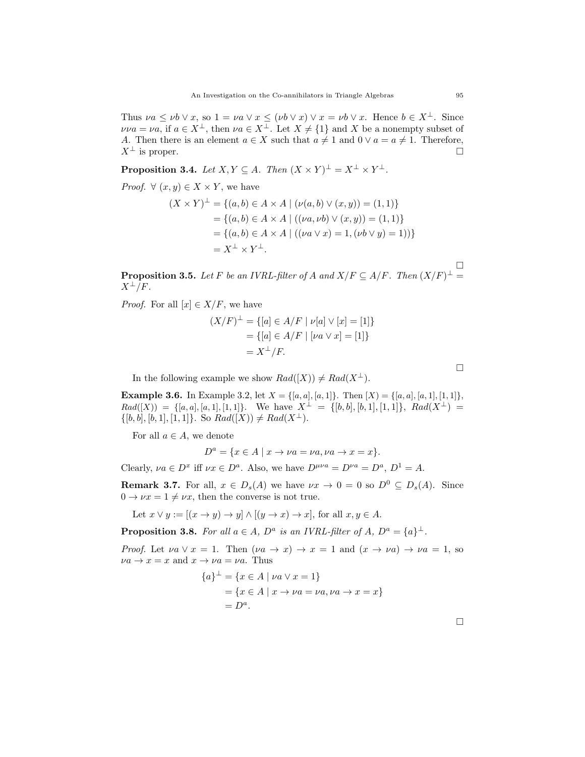Thus $\nu a \leq \nu b \vee x$, so $1 = \nu a \vee x \leq (\nu b \vee x) \vee x = \nu b \vee x$. Hence $b \in X^{\perp}$. Since $\nu\nu a = \nu a$, if $a \in X^{\perp}$, then $\nu a \in X^{\perp}$. Let $X \neq \{1\}$ and $X$ be a nonempty subset of $A$. Then there is an element $a \in X$ such that $a \neq 1$ and $0 \vee a = a \neq 1$. Therefore, $X^{\perp}$ is proper. □

**Proposition 3.4.** *Let $X, Y \subseteq A$. Then $(X \times Y)^{\perp} = X^{\perp} \times Y^{\perp}$.*

*Proof.* $\forall\ (x, y) \in X \times Y$, we have

$$
\begin{aligned}
(X \times Y)^{\perp} &= \{(a, b) \in A \times A \mid (\nu(a, b) \vee (x, y)) = (1, 1)\} \\
&= \{(a, b) \in A \times A \mid ((\nu a, \nu b) \vee (x, y)) = (1, 1)\} \\
&= \{(a, b) \in A \times A \mid ((\nu a \vee x) = 1, (\nu b \vee y) = 1))\} \\
&= X^{\perp} \times Y^{\perp}.
\end{aligned}
$$

□

**Proposition 3.5.** *Let $F$ be an IVRL-filter of $A$ and $X/F \subseteq A/F$. Then $(X/F)^{\perp} = X^{\perp}/F$.*

*Proof.* For all $[x] \in X/F$, we have

$$
\begin{aligned}
(X/F)^{\perp} &= \{[a] \in A/F \mid \nu[a] \vee [x] = [1]\} \\
&= \{[a] \in A/F \mid [\nu a \vee x] = [1]\} \\
&= X^{\perp}/F.
\end{aligned}
$$

□

In the following example we show $Rad([X)) \neq Rad(X^{\perp})$.

**Example 3.6.** In Example 3.2, let $X = \{[a, a], [a, 1]\}$. Then $[X) = \{[a, a], [a, 1], [1, 1]\}$, $Rad([X)) = \{[a, a], [a, 1], [1, 1]\}$. We have $X^{\perp} = \{[b, b], [b, 1], [1, 1]\}$, $Rad(X^{\perp}) = \{[b, b], [b, 1], [1, 1]\}$. So $Rad([X)) \neq Rad(X^{\perp})$.

For all $a \in A$, we denote

$$D^a = \{x \in A \mid x \to \nu a = \nu a, \nu a \to x = x\}.$$

Clearly, $\nu a \in D^x$ iff $\nu x \in D^a$. Also, we have $D^{\mu\nu a} = D^{\nu a} = D^a$, $D^1 = A$.

**Remark 3.7.** For all, $x \in D_s(A)$ we have $\nu x \to 0 = 0$ so $D^0 \subseteq D_s(A)$. Since $0 \to \nu x = 1 \neq \nu x$, then the converse is not true.

Let $x \vee y := [(x \to y) \to y] \wedge [(y \to x) \to x]$, for all $x, y \in A$.

**Proposition 3.8.** *For all $a \in A$, $D^a$ is an IVRL-filter of $A$, $D^a = \{a\}^{\perp}$.*

*Proof.* Let $\nu a \vee x = 1$. Then $(\nu a \to x) \to x = 1$ and $(x \to \nu a) \to \nu a = 1$, so $\nu a \to x = x$ and $x \to \nu a = \nu a$. Thus

$$
\begin{aligned}
\{a\}^{\perp} &= \{x \in A \mid \nu a \vee x = 1\} \\
&= \{x \in A \mid x \to \nu a = \nu a, \nu a \to x = x\} \\
&= D^a.
\end{aligned}
$$

□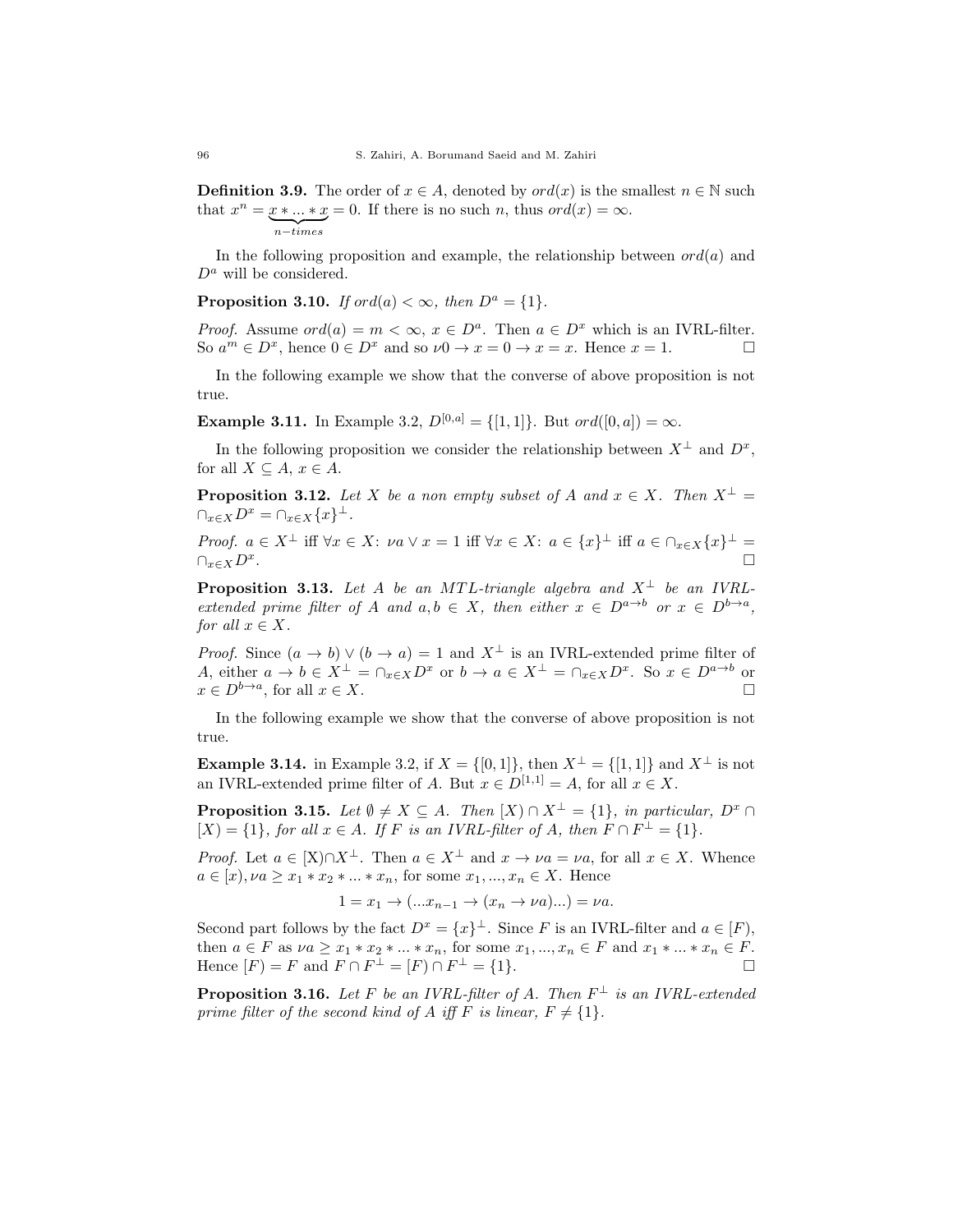**Definition 3.9.** The order of $x \in A$, denoted by $ord(x)$ is the smallest $n \in \mathbb{N}$ such that $x^n = \underbrace{x * ... * x}_{n-times} = 0$. If there is no such $n$, thus $ord(x) = \infty$.

In the following proposition and example, the relationship between $ord(a)$ and $D^a$ will be considered.

**Proposition 3.10.** *If $ord(a) < \infty$, then $D^a = \{1\}$.*

*Proof.* Assume $ord(a) = m < \infty$, $x \in D^a$. Then $a \in D^x$ which is an IVRL-filter. So $a^m \in D^x$, hence $0 \in D^x$ and so $\nu 0 \to x = 0 \to x = x$. Hence $x = 1$. □

In the following example we show that the converse of above proposition is not true.

**Example 3.11.** In Example 3.2, $D^{[0,a]} = \{[1,1]\}$. But $ord([0,a]) = \infty$.

In the following proposition we consider the relationship between $X^\perp$ and $D^x$, for all $X \subseteq A$, $x \in A$.

**Proposition 3.12.** *Let $X$ be a non empty subset of $A$ and $x \in X$. Then $X^\perp = \cap_{x \in X} D^x = \cap_{x \in X}\{x\}^\perp$.*

*Proof.* $a \in X^\perp$ iff $\forall x \in X$: $\nu a \vee x = 1$ iff $\forall x \in X$: $a \in \{x\}^\perp$ iff $a \in \cap_{x \in X}\{x\}^\perp = \cap_{x \in X} D^x$. □

**Proposition 3.13.** *Let $A$ be an MTL-triangle algebra and $X^\perp$ be an IVRL-extended prime filter of $A$ and $a, b \in X$, then either $x \in D^{a \to b}$ or $x \in D^{b \to a}$, for all $x \in X$.*

*Proof.* Since $(a \to b) \vee (b \to a) = 1$ and $X^\perp$ is an IVRL-extended prime filter of $A$, either $a \to b \in X^\perp = \cap_{x \in X} D^x$ or $b \to a \in X^\perp = \cap_{x \in X} D^x$. So $x \in D^{a \to b}$ or $x \in D^{b \to a}$, for all $x \in X$. □

In the following example we show that the converse of above proposition is not true.

**Example 3.14.** in Example 3.2, if $X = \{[0,1]\}$, then $X^\perp = \{[1,1]\}$ and $X^\perp$ is not an IVRL-extended prime filter of $A$. But $x \in D^{[1,1]} = A$, for all $x \in X$.

**Proposition 3.15.** *Let $\emptyset \neq X \subseteq A$. Then $[X) \cap X^\perp = \{1\}$, in particular, $D^x \cap [X) = \{1\}$, for all $x \in A$. If $F$ is an IVRL-filter of $A$, then $F \cap F^\perp = \{1\}$.*

*Proof.* Let $a \in$ [X)$\cap X^\perp$. Then $a \in X^\perp$ and $x \to \nu a = \nu a$, for all $x \in X$. Whence $a \in [x), \nu a \geq x_1 * x_2 * ... * x_n$, for some $x_1, ..., x_n \in X$. Hence

$$1 = x_1 \to (...x_{n-1} \to (x_n \to \nu a)...) = \nu a.$$

Second part follows by the fact $D^x = \{x\}^\perp$. Since $F$ is an IVRL-filter and $a \in [F)$, then $a \in F$ as $\nu a \geq x_1 * x_2 * ... * x_n$, for some $x_1, ..., x_n \in F$ and $x_1 * ... * x_n \in F$. Hence $[F) = F$ and $F \cap F^\perp = [F) \cap F^\perp = \{1\}$. □

**Proposition 3.16.** *Let $F$ be an IVRL-filter of $A$. Then $F^\perp$ is an IVRL-extended prime filter of the second kind of $A$ iff $F$ is linear, $F \neq \{1\}$.*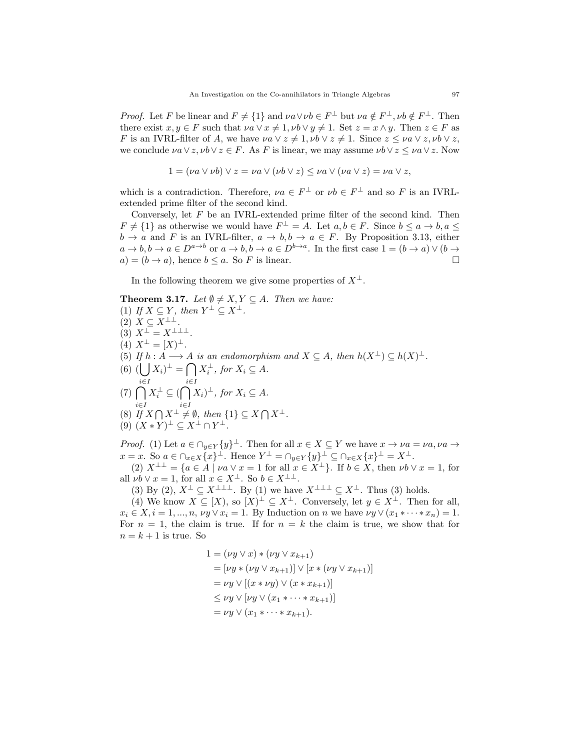*Proof.* Let $F$ be linear and $F \neq \{1\}$ and $\nu a \vee \nu b \in F^{\perp}$ but $\nu a \notin F^{\perp}, \nu b \notin F^{\perp}$. Then there exist $x, y \in F$ such that $\nu a \vee x \neq 1, \nu b \vee y \neq 1$. Set $z = x \wedge y$. Then $z \in F$ as $F$ is an IVRL-filter of $A$, we have $\nu a \vee z \neq 1, \nu b \vee z \neq 1$. Since $z \leq \nu a \vee z, \nu b \vee z$, we conclude $\nu a \vee z, \nu b \vee z \in F$. As $F$ is linear, we may assume $\nu b \vee z \leq \nu a \vee z$. Now

$$1 = (\nu a \vee \nu b) \vee z = \nu a \vee (\nu b \vee z) \leq \nu a \vee (\nu a \vee z) = \nu a \vee z,$$

which is a contradiction. Therefore, $\nu a \in F^{\perp}$ or $\nu b \in F^{\perp}$ and so $F$ is an IVRL-extended prime filter of the second kind.

Conversely, let $F$ be an IVRL-extended prime filter of the second kind. Then $F \neq \{1\}$ as otherwise we would have $F^{\perp} = A$. Let $a, b \in F$. Since $b \leq a \to b, a \leq b \to a$ and $F$ is an IVRL-filter, $a \to b, b \to a \in F$. By Proposition 3.13, either $a \to b, b \to a \in D^{a \to b}$ or $a \to b, b \to a \in D^{b \to a}$. In the first case $1 = (b \to a) \vee (b \to a) = (b \to a)$, hence $b \leq a$. So $F$ is linear. $\square$

In the following theorem we give some properties of $X^{\perp}$.

**Theorem 3.17.** *Let $\emptyset \neq X, Y \subseteq A$. Then we have:*
*(1) If $X \subseteq Y$, then $Y^{\perp} \subseteq X^{\perp}$.*
*(2) $X \subseteq X^{\perp\perp}$.*
*(3) $X^{\perp} = X^{\perp\perp\perp}$.*
*(4) $X^{\perp} = [X)^{\perp}$.*
*(5) If $h : A \longrightarrow A$ is an endomorphism and $X \subseteq A$, then $h(X^{\perp}) \subseteq h(X)^{\perp}$.*
*(6) $(\bigcup_{i \in I} X_i)^{\perp} = \bigcap_{i \in I} X_i^{\perp}$, for $X_i \subseteq A$.*
*(7) $\bigcap_{i \in I} X_i^{\perp} \subseteq (\bigcap_{i \in I} X_i)^{\perp}$, for $X_i \subseteq A$.*
*(8) If $X \bigcap X^{\perp} \neq \emptyset$, then $\{1\} \subseteq X \bigcap X^{\perp}$.*
*(9) $(X * Y)^{\perp} \subseteq X^{\perp} \cap Y^{\perp}$.*

*Proof.* (1) Let $a \in \cap_{y \in Y} \{y\}^{\perp}$. Then for all $x \in X \subseteq Y$ we have $x \to \nu a = \nu a, \nu a \to x = x$. So $a \in \cap_{x \in X} \{x\}^{\perp}$. Hence $Y^{\perp} = \cap_{y \in Y} \{y\}^{\perp} \subseteq \cap_{x \in X} \{x\}^{\perp} = X^{\perp}$.

(2) $X^{\perp\perp} = \{a \in A \mid \nu a \vee x = 1 \text{ for all } x \in X^{\perp}\}$. If $b \in X$, then $\nu b \vee x = 1$, for all $\nu b \vee x = 1$, for all $x \in X^{\perp}$. So $b \in X^{\perp\perp}$.

(3) By (2), $X^{\perp} \subseteq X^{\perp\perp\perp}$. By (1) we have $X^{\perp\perp\perp} \subseteq X^{\perp}$. Thus (3) holds.

(4) We know $X \subseteq [X)$, so $[X)^{\perp} \subseteq X^{\perp}$. Conversely, let $y \in X^{\perp}$. Then for all, $x_i \in X, i = 1, ..., n$, $\nu y \vee x_i = 1$. By Induction on $n$ we have $\nu y \vee (x_1 * \cdots * x_n) = 1$. For $n = 1$, the claim is true. If for $n = k$ the claim is true, we show that for $n = k + 1$ is true. So

$$\begin{aligned}
1 &= (\nu y \vee x) * (\nu y \vee x_{k+1}) \\
&= [\nu y * (\nu y \vee x_{k+1})] \vee [x * (\nu y \vee x_{k+1})] \\
&= \nu y \vee [(x * \nu y) \vee (x * x_{k+1})] \\
&\leq \nu y \vee [\nu y \vee (x_1 * \cdots * x_{k+1})] \\
&= \nu y \vee (x_1 * \cdots * x_{k+1}).
\end{aligned}$$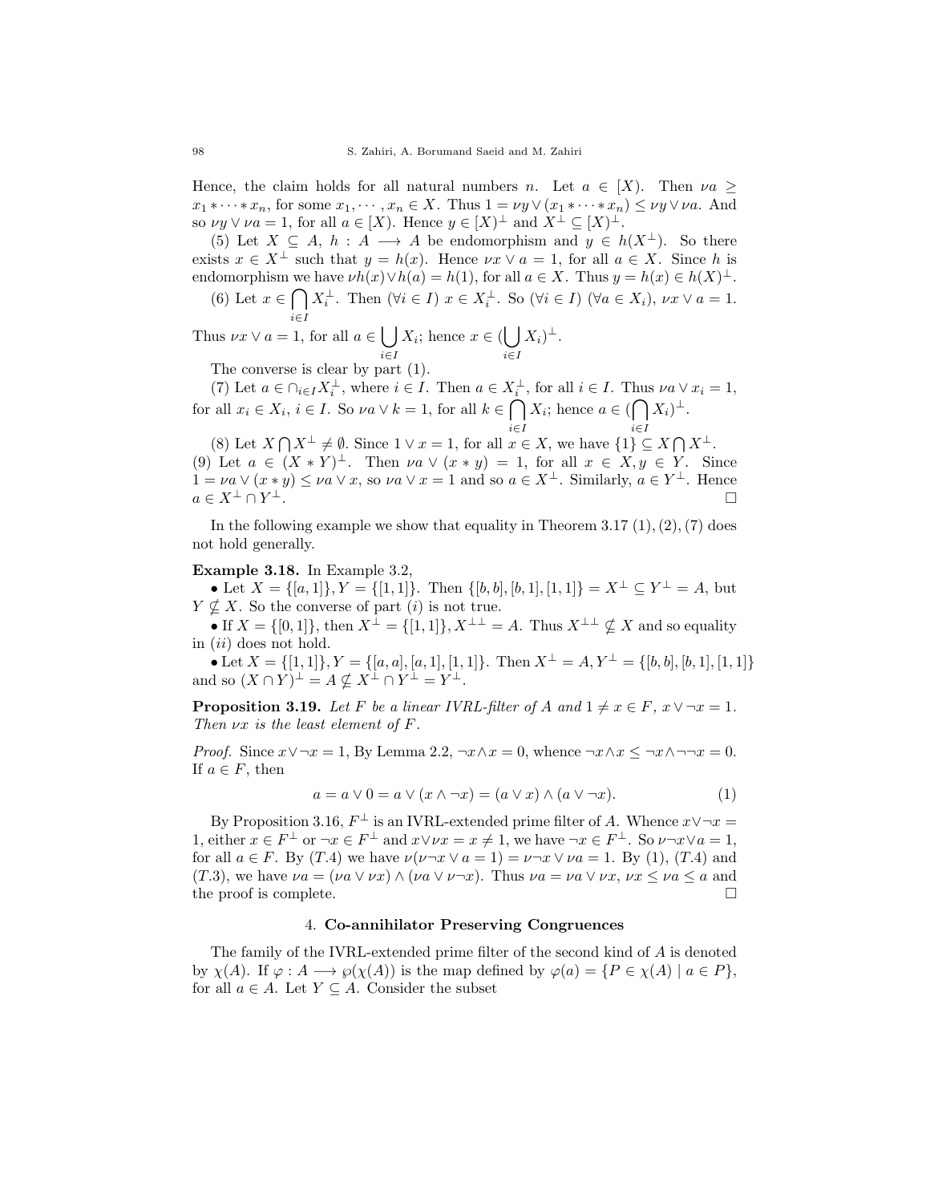Hence, the claim holds for all natural numbers $n$. Let $a \in [X)$. Then $\nu a \geq x_1 * \cdots * x_n$, for some $x_1, \cdots, x_n \in X$. Thus $1 = \nu y \vee (x_1 * \cdots * x_n) \leq \nu y \vee \nu a$. And so $\nu y \vee \nu a = 1$, for all $a \in [X)$. Hence $y \in [X)^\perp$ and $X^\perp \subseteq [X)^\perp$.

(5) Let $X \subseteq A$, $h : A \longrightarrow A$ be endomorphism and $y \in h(X^\perp)$. So there exists $x \in X^\perp$ such that $y = h(x)$. Hence $\nu x \vee a = 1$, for all $a \in X$. Since $h$ is endomorphism we have $\nu h(x) \vee h(a) = h(1)$, for all $a \in X$. Thus $y = h(x) \in h(X)^\perp$.

(6) Let $x \in \bigcap_{i \in I} X_i^\perp$. Then $(\forall i \in I)$ $x \in X_i^\perp$. So $(\forall i \in I)$ $(\forall a \in X_i)$, $\nu x \vee a = 1$. Thus $\nu x \vee a = 1$, for all $a \in \bigcup_{i \in I} X_i$; hence $x \in (\bigcup_{i \in I} X_i)^\perp$.

The converse is clear by part (1).

(7) Let $a \in \cap_{i \in I} X_i^\perp$, where $i \in I$. Then $a \in X_i^\perp$, for all $i \in I$. Thus $\nu a \vee x_i = 1$, for all $x_i \in X_i$, $i \in I$. So $\nu a \vee k = 1$, for all $k \in \bigcap_{i \in I} X_i$; hence $a \in (\bigcap_{i \in I} X_i)^\perp$.

(8) Let $X \bigcap X^\perp \neq \emptyset$. Since $1 \vee x = 1$, for all $x \in X$, we have $\{1\} \subseteq X \bigcap X^\perp$.

(9) Let $a \in (X * Y)^\perp$. Then $\nu a \vee (x * y) = 1$, for all $x \in X, y \in Y$. Since $1 = \nu a \vee (x * y) \leq \nu a \vee x$, so $\nu a \vee x = 1$ and so $a \in X^\perp$. Similarly, $a \in Y^\perp$. Hence $a \in X^\perp \cap Y^\perp$. $\square$

In the following example we show that equality in Theorem 3.17 (1), (2), (7) does not hold generally.

**Example 3.18.** In Example 3.2,

- Let $X = \{[a, 1]\}, Y = \{[1, 1]\}$. Then $\{[b, b], [b, 1], [1, 1]\} = X^\perp \subseteq Y^\perp = A$, but $Y \nsubseteq X$. So the converse of part $(i)$ is not true.
- If $X = \{[0, 1]\}$, then $X^\perp = \{[1, 1]\}, X^{\perp\perp} = A$. Thus $X^{\perp\perp} \nsubseteq X$ and so equality in $(ii)$ does not hold.
- Let $X = \{[1, 1]\}, Y = \{[a, a], [a, 1], [1, 1]\}$. Then $X^\perp = A, Y^\perp = \{[b, b], [b, 1], [1, 1]\}$ and so $(X \cap Y)^\perp = A \nsubseteq X^\perp \cap Y^\perp = Y^\perp$.

**Proposition 3.19.** *Let $F$ be a linear IVRL-filter of $A$ and $1 \neq x \in F$, $x \vee \neg x = 1$. Then $\nu x$ is the least element of $F$.*

*Proof.* Since $x \vee \neg x = 1$, By Lemma 2.2, $\neg x \wedge x = 0$, whence $\neg x \wedge x \leq \neg x \wedge \neg\neg x = 0$. If $a \in F$, then

$$a = a \vee 0 = a \vee (x \wedge \neg x) = (a \vee x) \wedge (a \vee \neg x). \tag{1}$$

By Proposition 3.16, $F^\perp$ is an IVRL-extended prime filter of $A$. Whence $x \vee \neg x = 1$, either $x \in F^\perp$ or $\neg x \in F^\perp$ and $x \vee \nu x = x \neq 1$, we have $\neg x \in F^\perp$. So $\nu \neg x \vee a = 1$, for all $a \in F$. By $(T.4)$ we have $\nu(\nu \neg x \vee a = 1) = \nu \neg x \vee \nu a = 1$. By (1), $(T.4)$ and $(T.3)$, we have $\nu a = (\nu a \vee \nu x) \wedge (\nu a \vee \nu \neg x)$. Thus $\nu a = \nu a \vee \nu x$, $\nu x \leq \nu a \leq a$ and the proof is complete. $\square$

## 4. Co-annihilator Preserving Congruences

The family of the IVRL-extended prime filter of the second kind of $A$ is denoted by $\chi(A)$. If $\varphi : A \longrightarrow \wp(\chi(A))$ is the map defined by $\varphi(a) = \{P \in \chi(A) \mid a \in P\}$, for all $a \in A$. Let $Y \subseteq A$. Consider the subset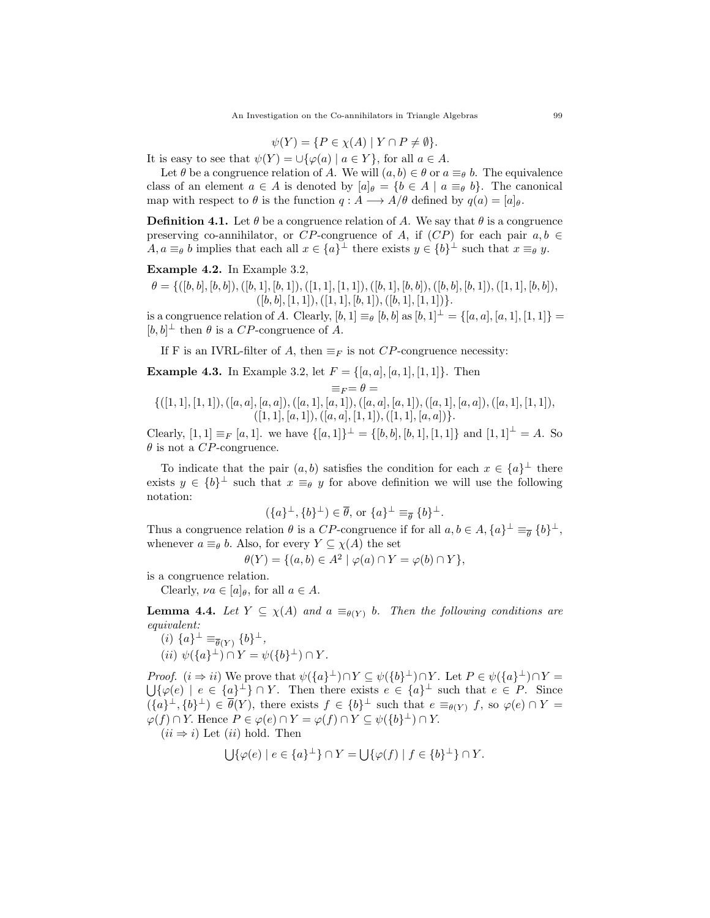$$\psi(Y) = \{P \in \chi(A) \mid Y \cap P \neq \emptyset\}.$$

It is easy to see that $\psi(Y) = \cup\{\varphi(a) \mid a \in Y\}$, for all $a \in A$.

Let $\theta$ be a congruence relation of $A$. We will $(a,b) \in \theta$ or $a \equiv_\theta b$. The equivalence class of an element $a \in A$ is denoted by $[a]_\theta = \{b \in A \mid a \equiv_\theta b\}$. The canonical map with respect to $\theta$ is the function $q : A \longrightarrow A/\theta$ defined by $q(a) = [a]_\theta$.

**Definition 4.1.** Let $\theta$ be a congruence relation of $A$. We say that $\theta$ is a congruence preserving co-annihilator, or $CP$-congruence of $A$, if $(CP)$ for each pair $a, b \in A, a \equiv_\theta b$ implies that each all $x \in \{a\}^\perp$ there exists $y \in \{b\}^\perp$ such that $x \equiv_\theta y$.

**Example 4.2.** In Example 3.2,

$$\theta = \{([b,b],[b,b]),([b,1],[b,1]),([1,1],[1,1]),([b,1],[b,b]),([b,b],[b,1]),([1,1],[b,b]), \\ ([b,b],[1,1]),([1,1],[b,1]),([b,1],[1,1])\}.$$

is a congruence relation of $A$. Clearly, $[b,1] \equiv_\theta [b,b]$ as $[b,1]^\perp = \{[a,a],[a,1],[1,1]\} = [b,b]^\perp$ then $\theta$ is a $CP$-congruence of $A$.

If F is an IVRL-filter of $A$, then $\equiv_F$ is not $CP$-congruence necessity:

**Example 4.3.** In Example 3.2, let $F = \{[a,a],[a,1],[1,1]\}$. Then

$$\equiv_F = \theta =$$

$$\{([1,1],[1,1]),([a,a],[a,a]),([a,1],[a,1]),([a,a],[a,1]),([a,1],[a,a]),([a,1],[1,1]), \\ ([1,1],[a,1]),([a,a],[1,1]),([1,1],[a,a])\}.$$

Clearly, $[1,1] \equiv_F [a,1]$. we have $\{[a,1]\}^\perp = \{[b,b],[b,1],[1,1]\}$ and $[1,1]^\perp = A$. So $\theta$ is not a $CP$-congruence.

To indicate that the pair $(a,b)$ satisfies the condition for each $x \in \{a\}^\perp$ there exists $y \in \{b\}^\perp$ such that $x \equiv_\theta y$ for above definition we will use the following notation:

$$(\{a\}^\perp, \{b\}^\perp) \in \overline{\theta}, \text{ or } \{a\}^\perp \equiv_{\overline{\theta}} \{b\}^\perp.$$

Thus a congruence relation $\theta$ is a $CP$-congruence if for all $a, b \in A, \{a\}^\perp \equiv_{\overline{\theta}} \{b\}^\perp$, whenever $a \equiv_\theta b$. Also, for every $Y \subseteq \chi(A)$ the set

$$\theta(Y) = \{(a,b) \in A^2 \mid \varphi(a) \cap Y = \varphi(b) \cap Y\},$$

is a congruence relation.

Clearly, $\nu a \in [a]_\theta$, for all $a \in A$.

**Lemma 4.4.** *Let $Y \subseteq \chi(A)$ and $a \equiv_{\theta(Y)} b$. Then the following conditions are equivalent:*

*(i)* $\{a\}^\perp \equiv_{\overline{\theta}(Y)} \{b\}^\perp$,

*(ii)* $\psi(\{a\}^\perp) \cap Y = \psi(\{b\}^\perp) \cap Y$.

*Proof.* $(i \Rightarrow ii)$ We prove that $\psi(\{a\}^\perp) \cap Y \subseteq \psi(\{b\}^\perp) \cap Y$. Let $P \in \psi(\{a\}^\perp) \cap Y = \bigcup\{\varphi(e) \mid e \in \{a\}^\perp\} \cap Y$. Then there exists $e \in \{a\}^\perp$ such that $e \in P$. Since $(\{a\}^\perp, \{b\}^\perp) \in \overline{\theta}(Y)$, there exists $f \in \{b\}^\perp$ such that $e \equiv_{\theta(Y)} f$, so $\varphi(e) \cap Y = \varphi(f) \cap Y$. Hence $P \in \varphi(e) \cap Y = \varphi(f) \cap Y \subseteq \psi(\{b\}^\perp) \cap Y$.

$(ii \Rightarrow i)$ Let $(ii)$ hold. Then

$$\bigcup\{\varphi(e) \mid e \in \{a\}^\perp\} \cap Y = \bigcup\{\varphi(f) \mid f \in \{b\}^\perp\} \cap Y.$$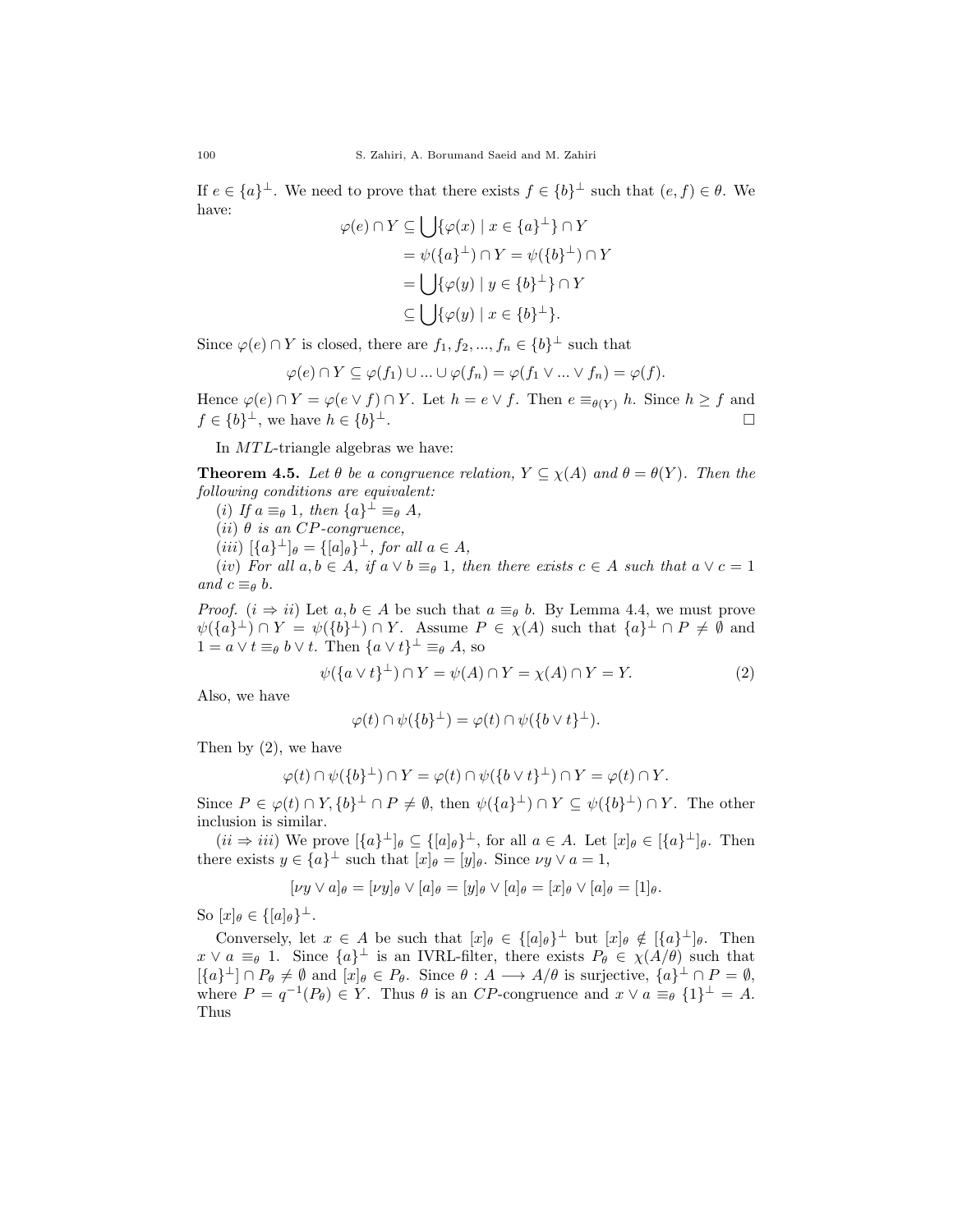If $e \in \{a\}^{\perp}$. We need to prove that there exists $f \in \{b\}^{\perp}$ such that $(e, f) \in \theta$. We have:

$$
\begin{aligned}
\varphi(e) \cap Y &\subseteq \bigcup\{\varphi(x) \mid x \in \{a\}^{\perp}\} \cap Y \\
&= \psi(\{a\}^{\perp}) \cap Y = \psi(\{b\}^{\perp}) \cap Y \\
&= \bigcup\{\varphi(y) \mid y \in \{b\}^{\perp}\} \cap Y \\
&\subseteq \bigcup\{\varphi(y) \mid x \in \{b\}^{\perp}\}.
\end{aligned}
$$

Since $\varphi(e) \cap Y$ is closed, there are $f_1, f_2, ..., f_n \in \{b\}^{\perp}$ such that

$$\varphi(e) \cap Y \subseteq \varphi(f_1) \cup ... \cup \varphi(f_n) = \varphi(f_1 \vee ... \vee f_n) = \varphi(f).$$

Hence $\varphi(e) \cap Y = \varphi(e \vee f) \cap Y$. Let $h = e \vee f$. Then $e \equiv_{\theta(Y)} h$. Since $h \geq f$ and $f \in \{b\}^{\perp}$, we have $h \in \{b\}^{\perp}$. $\square$

In $MTL$-triangle algebras we have:

**Theorem 4.5.** *Let $\theta$ be a congruence relation, $Y \subseteq \chi(A)$ and $\theta = \theta(Y)$. Then the following conditions are equivalent:*

(*i*) *If $a \equiv_\theta 1$, then $\{a\}^{\perp} \equiv_\theta A$,*

(*ii*) *$\theta$ is an $CP$-congruence,*

(*iii*) *$[\{a\}^{\perp}]_\theta = \{[a]_\theta\}^{\perp}$, for all $a \in A$,*

(*iv*) *For all $a, b \in A$, if $a \vee b \equiv_\theta 1$, then there exists $c \in A$ such that $a \vee c = 1$ and $c \equiv_\theta b$.*

*Proof.* $(i \Rightarrow ii)$ Let $a, b \in A$ be such that $a \equiv_\theta b$. By Lemma 4.4, we must prove $\psi(\{a\}^{\perp}) \cap Y = \psi(\{b\}^{\perp}) \cap Y$. Assume $P \in \chi(A)$ such that $\{a\}^{\perp} \cap P \neq \emptyset$ and $1 = a \vee t \equiv_\theta b \vee t$. Then $\{a \vee t\}^{\perp} \equiv_\theta A$, so

$$\psi(\{a \vee t\}^{\perp}) \cap Y = \psi(A) \cap Y = \chi(A) \cap Y = Y. \tag{2}$$

Also, we have

$$\varphi(t) \cap \psi(\{b\}^{\perp}) = \varphi(t) \cap \psi(\{b \vee t\}^{\perp}).$$

Then by (2), we have

$$\varphi(t) \cap \psi(\{b\}^{\perp}) \cap Y = \varphi(t) \cap \psi(\{b \vee t\}^{\perp}) \cap Y = \varphi(t) \cap Y.$$

Since $P \in \varphi(t) \cap Y, \{b\}^{\perp} \cap P \neq \emptyset$, then $\psi(\{a\}^{\perp}) \cap Y \subseteq \psi(\{b\}^{\perp}) \cap Y$. The other inclusion is similar.

$(ii \Rightarrow iii)$ We prove $[\{a\}^{\perp}]_\theta \subseteq \{[a]_\theta\}^{\perp}$, for all $a \in A$. Let $[x]_\theta \in [\{a\}^{\perp}]_\theta$. Then there exists $y \in \{a\}^{\perp}$ such that $[x]_\theta = [y]_\theta$. Since $\nu y \vee a = 1$,

$$[\nu y \vee a]_\theta = [\nu y]_\theta \vee [a]_\theta = [y]_\theta \vee [a]_\theta = [x]_\theta \vee [a]_\theta = [1]_\theta.$$

So $[x]_\theta \in \{[a]_\theta\}^{\perp}$.

Conversely, let $x \in A$ be such that $[x]_\theta \in \{[a]_\theta\}^{\perp}$ but $[x]_\theta \notin [\{a\}^{\perp}]_\theta$. Then $x \vee a \equiv_\theta 1$. Since $\{a\}^{\perp}$ is an IVRL-filter, there exists $P_\theta \in \chi(A/\theta)$ such that $[\{a\}^{\perp}] \cap P_\theta \neq \emptyset$ and $[x]_\theta \in P_\theta$. Since $\theta : A \longrightarrow A/\theta$ is surjective, $\{a\}^{\perp} \cap P = \emptyset$, where $P = q^{-1}(P_\theta) \in Y$. Thus $\theta$ is an $CP$-congruence and $x \vee a \equiv_\theta \{1\}^{\perp} = A$. Thus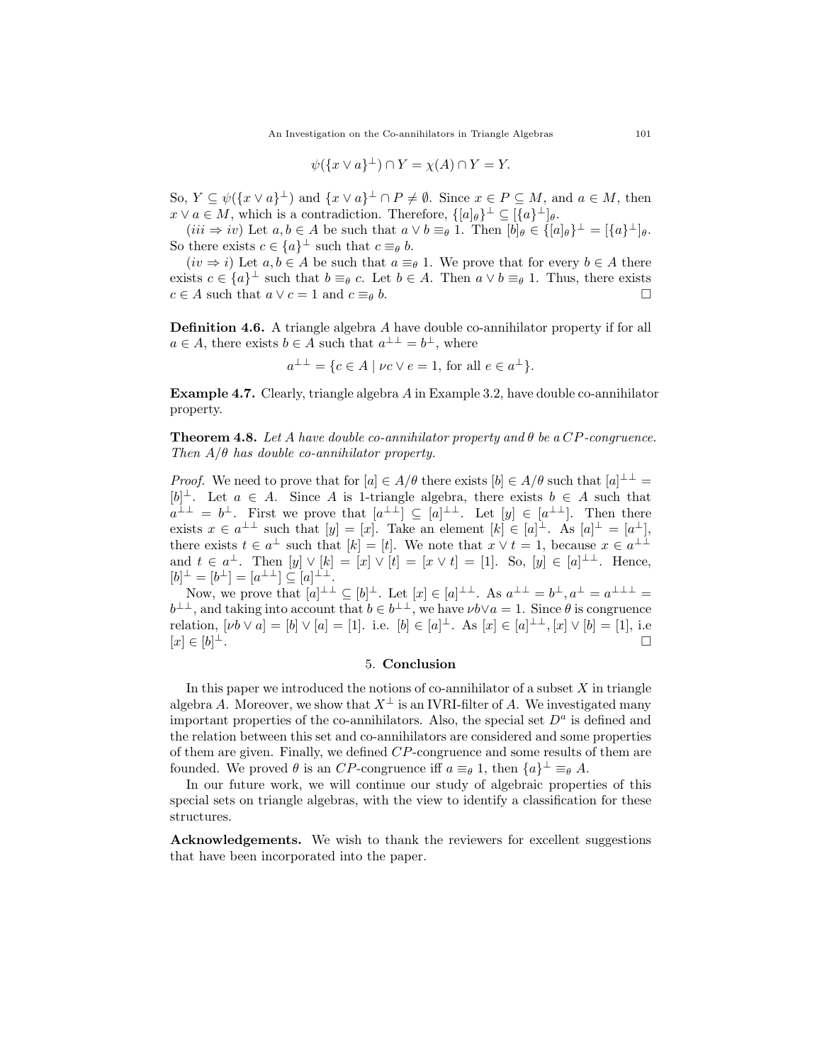$$\psi(\{x \vee a\}^{\perp}) \cap Y = \chi(A) \cap Y = Y.$$

So, $Y \subseteq \psi(\{x \vee a\}^{\perp})$ and $\{x \vee a\}^{\perp} \cap P \neq \emptyset$. Since $x \in P \subseteq M$, and $a \in M$, then $x \vee a \in M$, which is a contradiction. Therefore, $\{[a]_{\theta}\}^{\perp} \subseteq [\{a\}^{\perp}]_{\theta}$.

$(iii \Rightarrow iv)$ Let $a, b \in A$ be such that $a \vee b \equiv_{\theta} 1$. Then $[b]_{\theta} \in \{[a]_{\theta}\}^{\perp} = [\{a\}^{\perp}]_{\theta}$. So there exists $c \in \{a\}^{\perp}$ such that $c \equiv_{\theta} b$.

$(iv \Rightarrow i)$ Let $a, b \in A$ be such that $a \equiv_{\theta} 1$. We prove that for every $b \in A$ there exists $c \in \{a\}^{\perp}$ such that $b \equiv_{\theta} c$. Let $b \in A$. Then $a \vee b \equiv_{\theta} 1$. Thus, there exists $c \in A$ such that $a \vee c = 1$ and $c \equiv_{\theta} b$. □

**Definition 4.6.** A triangle algebra $A$ have double co-annihilator property if for all $a \in A$, there exists $b \in A$ such that $a^{\perp\perp} = b^{\perp}$, where

$$a^{\perp\perp} = \{c \in A \mid \nu c \vee e = 1, \text{ for all } e \in a^{\perp}\}.$$

**Example 4.7.** Clearly, triangle algebra $A$ in Example 3.2, have double co-annihilator property.

**Theorem 4.8.** *Let $A$ have double co-annihilator property and $\theta$ be a $CP$-congruence. Then $A/\theta$ has double co-annihilator property.*

*Proof.* We need to prove that for $[a] \in A/\theta$ there exists $[b] \in A/\theta$ such that $[a]^{\perp\perp} = [b]^{\perp}$. Let $a \in A$. Since $A$ is 1-triangle algebra, there exists $b \in A$ such that $a^{\perp\perp} = b^{\perp}$. First we prove that $[a^{\perp\perp}] \subseteq [a]^{\perp\perp}$. Let $[y] \in [a^{\perp\perp}]$. Then there exists $x \in a^{\perp\perp}$ such that $[y] = [x]$. Take an element $[k] \in [a]^{\perp}$. As $[a]^{\perp} = [a^{\perp}]$, there exists $t \in a^{\perp}$ such that $[k] = [t]$. We note that $x \vee t = 1$, because $x \in a^{\perp\perp}$ and $t \in a^{\perp}$. Then $[y] \vee [k] = [x] \vee [t] = [x \vee t] = [1]$. So, $[y] \in [a]^{\perp\perp}$. Hence, $[b]^{\perp} = [b^{\perp}] = [a^{\perp\perp}] \subseteq [a]^{\perp\perp}$.

Now, we prove that $[a]^{\perp\perp} \subseteq [b]^{\perp}$. Let $[x] \in [a]^{\perp\perp}$. As $a^{\perp\perp} = b^{\perp}, a^{\perp} = a^{\perp\perp\perp} = b^{\perp\perp}$, and taking into account that $b \in b^{\perp\perp}$, we have $\nu b \vee a = 1$. Since $\theta$ is congruence relation, $[\nu b \vee a] = [b] \vee [a] = [1]$. i.e. $[b] \in [a]^{\perp}$. As $[x] \in [a]^{\perp\perp}, [x] \vee [b] = [1]$, i.e $[x] \in [b]^{\perp}$. □

## 5. Conclusion

In this paper we introduced the notions of co-annihilator of a subset $X$ in triangle algebra $A$. Moreover, we show that $X^{\perp}$ is an IVRI-filter of $A$. We investigated many important properties of the co-annihilators. Also, the special set $D^{a}$ is defined and the relation between this set and co-annihilators are considered and some properties of them are given. Finally, we defined $CP$-congruence and some results of them are founded. We proved $\theta$ is an $CP$-congruence iff $a \equiv_{\theta} 1$, then $\{a\}^{\perp} \equiv_{\theta} A$.

In our future work, we will continue our study of algebraic properties of this special sets on triangle algebras, with the view to identify a classification for these structures.

**Acknowledgements.** We wish to thank the reviewers for excellent suggestions that have been incorporated into the paper.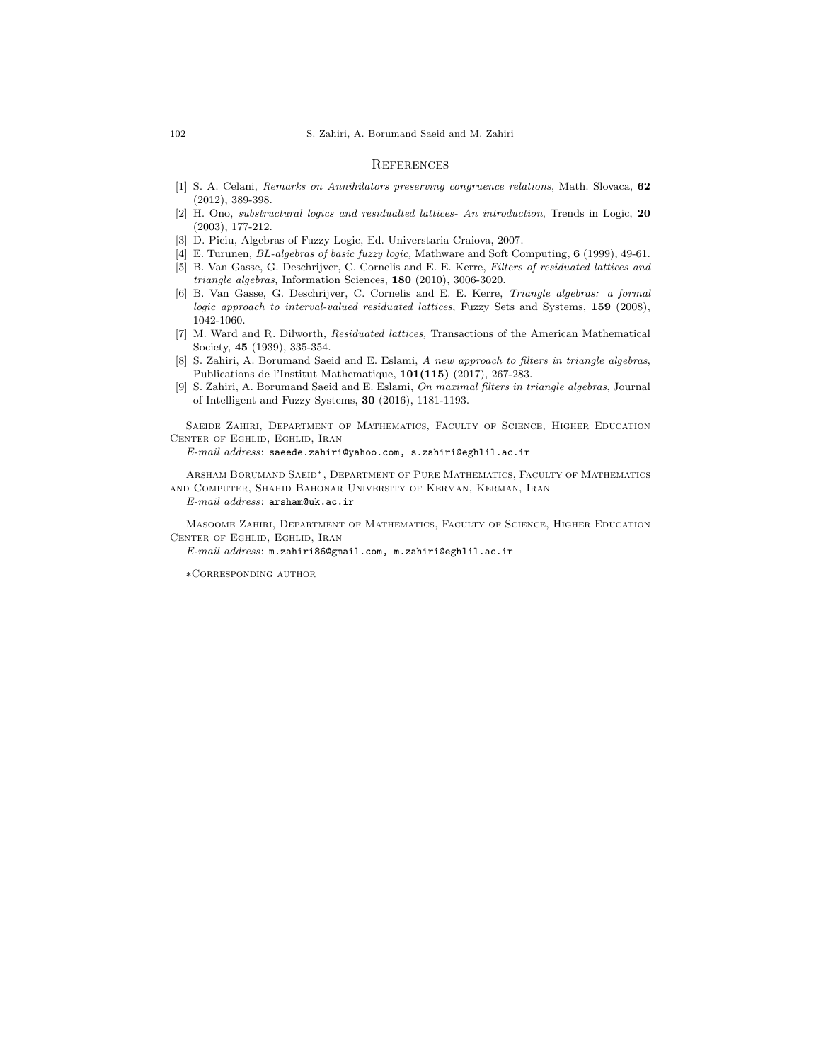## References

[1] S. A. Celani, *Remarks on Annihilators preserving congruence relations*, Math. Slovaca, **62** (2012), 389-398.

[2] H. Ono, *substructural logics and residualted lattices- An introduction*, Trends in Logic, **20** (2003), 177-212.

[3] D. Piciu, Algebras of Fuzzy Logic, Ed. Universtaria Craiova, 2007.

[4] E. Turunen, *BL-algebras of basic fuzzy logic,* Mathware and Soft Computing, **6** (1999), 49-61.

[5] B. Van Gasse, G. Deschrijver, C. Cornelis and E. E. Kerre, *Filters of residuated lattices and triangle algebras,* Information Sciences, **180** (2010), 3006-3020.

[6] B. Van Gasse, G. Deschrijver, C. Cornelis and E. E. Kerre, *Triangle algebras: a formal logic approach to interval-valued residuated lattices*, Fuzzy Sets and Systems, **159** (2008), 1042-1060.

[7] M. Ward and R. Dilworth, *Residuated lattices,* Transactions of the American Mathematical Society, **45** (1939), 335-354.

[8] S. Zahiri, A. Borumand Saeid and E. Eslami, *A new approach to filters in triangle algebras*, Publications de l'Institut Mathematique, **101(115)** (2017), 267-283.

[9] S. Zahiri, A. Borumand Saeid and E. Eslami, *On maximal filters in triangle algebras*, Journal of Intelligent and Fuzzy Systems, **30** (2016), 1181-1193.

Saeide Zahiri, Department of Mathematics, Faculty of Science, Higher Education Center of Eghlid, Eghlid, Iran

*E-mail address*: saeede.zahiri@yahoo.com, s.zahiri@eghlil.ac.ir

Arsham Borumand Saeid*, Department of Pure Mathematics, Faculty of Mathematics and Computer, Shahid Bahonar University of Kerman, Kerman, Iran

*E-mail address*: arsham@uk.ac.ir

Masoome Zahiri, Department of Mathematics, Faculty of Science, Higher Education Center of Eghlid, Eghlid, Iran

*E-mail address*: m.zahiri86@gmail.com, m.zahiri@eghlil.ac.ir

*Corresponding author